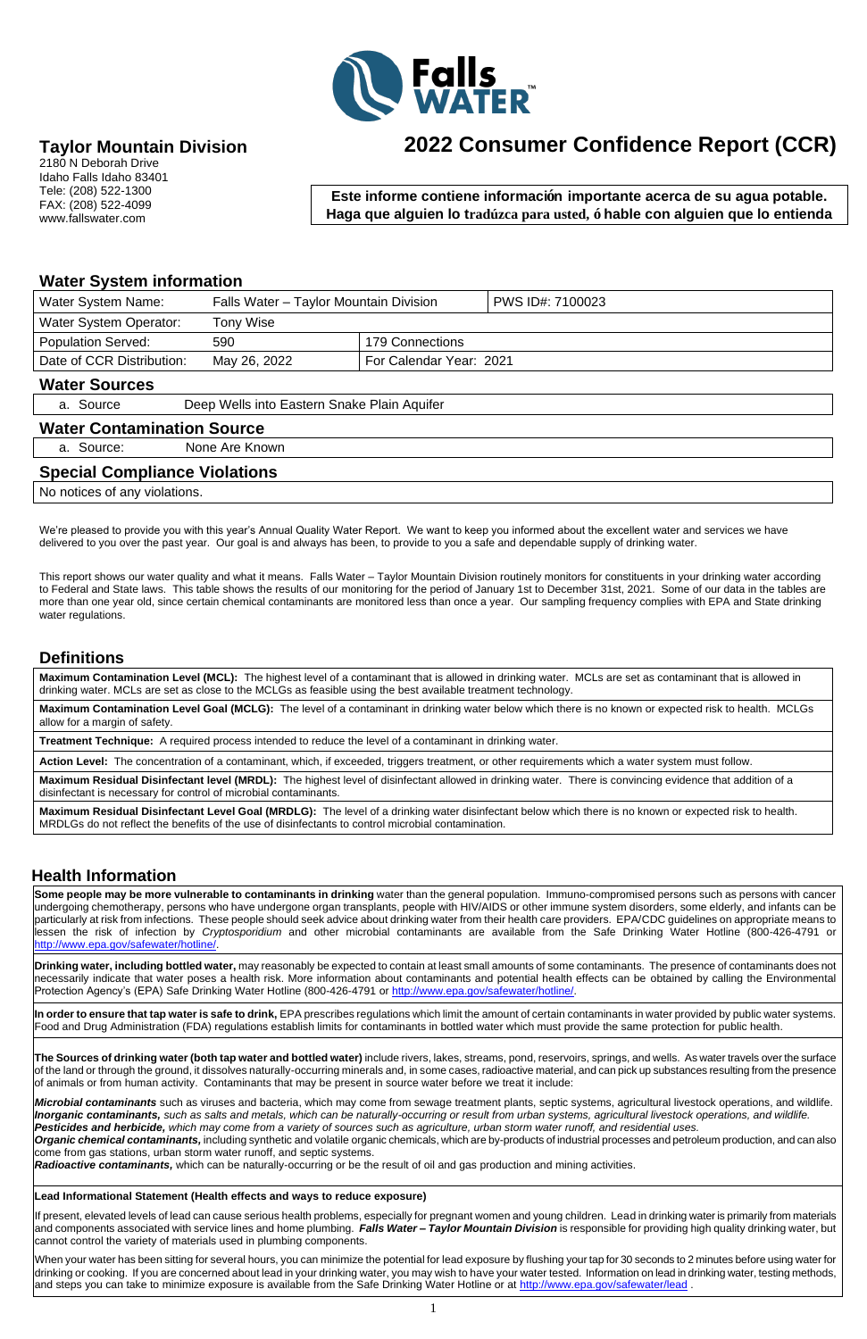Falls WATER™

## Taylor Mountain Division

2180 N Deborah Drive
Idaho Falls Idaho 83401
Tele: (208) 522-1300
FAX: (208) 522-4099
www.fallswater.com

# 2022 Consumer Confidence Report (CCR)

**Este informe contiene informacíón importante acerca de su agua potable. Haga que alguien lo tradúzca para usted, ó hable con alguien que lo entienda**

## Water System information

| Water System Name: | Falls Water – Taylor Mountain Division | | PWS ID#: 7100023 |
|---|---|---|---|
| Water System Operator: | Tony Wise | | |
| Population Served: | 590 | 179 Connections | |
| Date of CCR Distribution: | May 26, 2022 | For Calendar Year: 2021 | |

## Water Sources

| a. Source | Deep Wells into Eastern Snake Plain Aquifer |
|---|---|

## Water Contamination Source

| a. Source: | None Are Known |
|---|---|

## Special Compliance Violations

No notices of any violations.

We're pleased to provide you with this year's Annual Quality Water Report. We want to keep you informed about the excellent water and services we have delivered to you over the past year. Our goal is and always has been, to provide to you a safe and dependable supply of drinking water.

This report shows our water quality and what it means. Falls Water – Taylor Mountain Division routinely monitors for constituents in your drinking water according to Federal and State laws. This table shows the results of our monitoring for the period of January 1st to December 31st, 2021. Some of our data in the tables are more than one year old, since certain chemical contaminants are monitored less than once a year. Our sampling frequency complies with EPA and State drinking water regulations.

## Definitions

**Maximum Contamination Level (MCL):** The highest level of a contaminant that is allowed in drinking water. MCLs are set as contaminant that is allowed in drinking water. MCLs are set as close to the MCLGs as feasible using the best available treatment technology.

**Maximum Contamination Level Goal (MCLG):** The level of a contaminant in drinking water below which there is no known or expected risk to health. MCLGs allow for a margin of safety.

**Treatment Technique:** A required process intended to reduce the level of a contaminant in drinking water.

**Action Level:** The concentration of a contaminant, which, if exceeded, triggers treatment, or other requirements which a water system must follow.

**Maximum Residual Disinfectant level (MRDL):** The highest level of disinfectant allowed in drinking water. There is convincing evidence that addition of a disinfectant is necessary for control of microbial contaminants.

**Maximum Residual Disinfectant Level Goal (MRDLG):** The level of a drinking water disinfectant below which there is no known or expected risk to health. MRDLGs do not reflect the benefits of the use of disinfectants to control microbial contamination.

## Health Information

**Some people may be more vulnerable to contaminants in drinking** water than the general population. Immuno-compromised persons such as persons with cancer undergoing chemotherapy, persons who have undergone organ transplants, people with HIV/AIDS or other immune system disorders, some elderly, and infants can be particularly at risk from infections. These people should seek advice about drinking water from their health care providers. EPA/CDC guidelines on appropriate means to lessen the risk of infection by *Cryptosporidium* and other microbial contaminants are available from the Safe Drinking Water Hotline (800-426-4791 or http://www.epa.gov/safewater/hotline/.

**Drinking water, including bottled water,** may reasonably be expected to contain at least small amounts of some contaminants. The presence of contaminants does not necessarily indicate that water poses a health risk. More information about contaminants and potential health effects can be obtained by calling the Environmental Protection Agency's (EPA) Safe Drinking Water Hotline (800-426-4791 or http://www.epa.gov/safewater/hotline/.

**In order to ensure that tap water is safe to drink,** EPA prescribes regulations which limit the amount of certain contaminants in water provided by public water systems. Food and Drug Administration (FDA) regulations establish limits for contaminants in bottled water which must provide the same protection for public health.

**The Sources of drinking water (both tap water and bottled water)** include rivers, lakes, streams, pond, reservoirs, springs, and wells. As water travels over the surface of the land or through the ground, it dissolves naturally-occurring minerals and, in some cases, radioactive material, and can pick up substances resulting from the presence of animals or from human activity. Contaminants that may be present in source water before we treat it include:

***Microbial contaminants*** such as viruses and bacteria, which may come from sewage treatment plants, septic systems, agricultural livestock operations, and wildlife.
***Inorganic contaminants,*** *such as salts and metals, which can be naturally-occurring or result from urban systems, agricultural livestock operations, and wildlife.*
***Pesticides and herbicide,*** *which may come from a variety of sources such as agriculture, urban storm water runoff, and residential uses.*
***Organic chemical contaminants,*** including synthetic and volatile organic chemicals, which are by-products of industrial processes and petroleum production, and can also come from gas stations, urban storm water runoff, and septic systems.
***Radioactive contaminants,*** which can be naturally-occurring or be the result of oil and gas production and mining activities.

**Lead Informational Statement (Health effects and ways to reduce exposure)**

If present, elevated levels of lead can cause serious health problems, especially for pregnant women and young children. Lead in drinking water is primarily from materials and components associated with service lines and home plumbing. ***Falls Water – Taylor Mountain Division*** is responsible for providing high quality drinking water, but cannot control the variety of materials used in plumbing components.

When your water has been sitting for several hours, you can minimize the potential for lead exposure by flushing your tap for 30 seconds to 2 minutes before using water for drinking or cooking. If you are concerned about lead in your drinking water, you may wish to have your water tested. Information on lead in drinking water, testing methods, and steps you can take to minimize exposure is available from the Safe Drinking Water Hotline or at http://www.epa.gov/safewater/lead .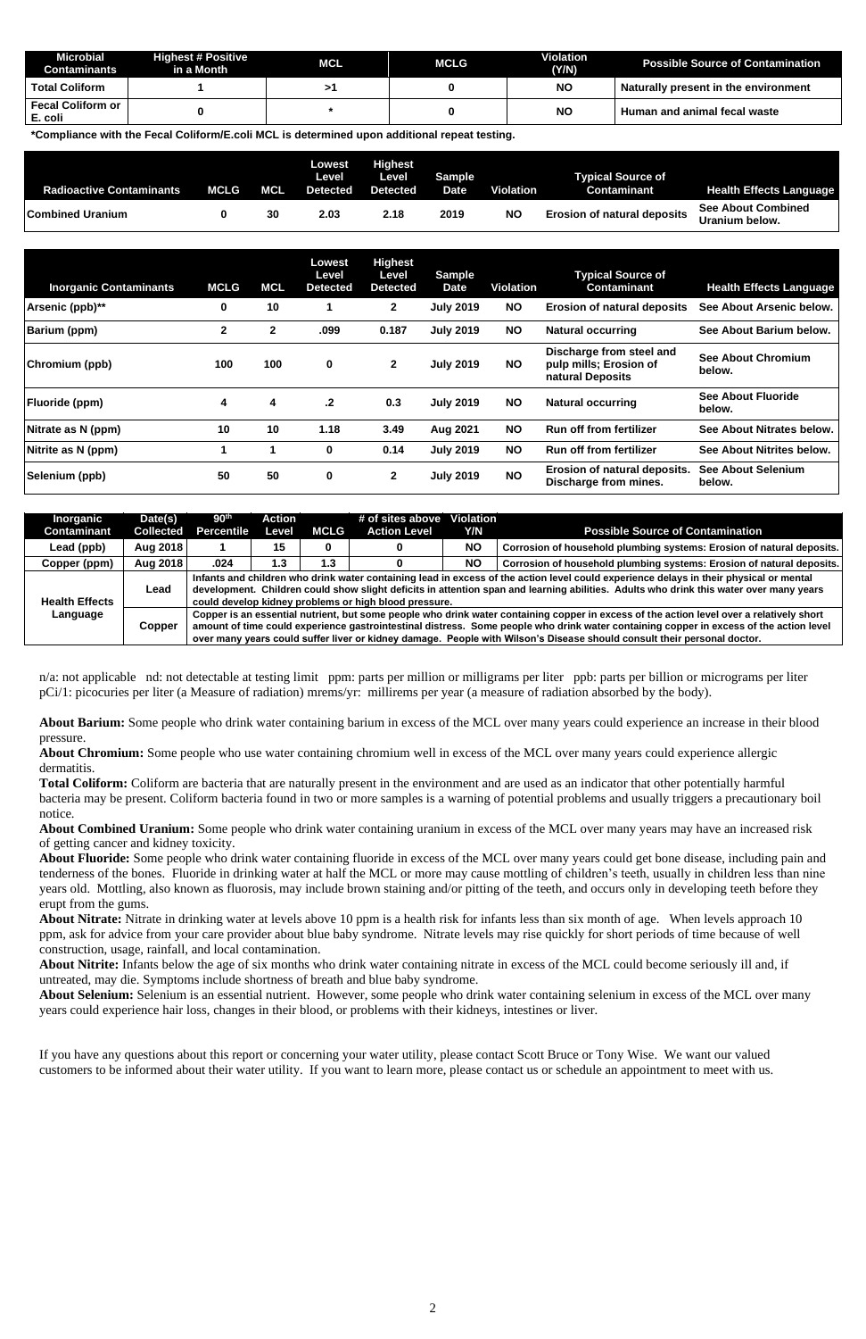| Microbial Contaminants | Highest # Positive in a Month | MCL | MCLG | Violation (Y/N) | Possible Source of Contamination |
|---|---|---|---|---|---|
| Total Coliform | 1 | >1 | 0 | NO | Naturally present in the environment |
| Fecal Coliform or E. coli | 0 | * | 0 | NO | Human and animal fecal waste |

**\*Compliance with the Fecal Coliform/E.coli MCL is determined upon additional repeat testing.**

| Radioactive Contaminants | MCLG | MCL | Lowest Level Detected | Highest Level Detected | Sample Date | Violation | Typical Source of Contaminant | Health Effects Language |
|---|---|---|---|---|---|---|---|---|
| Combined Uranium | 0 | 30 | 2.03 | 2.18 | 2019 | NO | Erosion of natural deposits | See About Combined Uranium below. |

| Inorganic Contaminants | MCLG | MCL | Lowest Level Detected | Highest Level Detected | Sample Date | Violation | Typical Source of Contaminant | Health Effects Language |
|---|---|---|---|---|---|---|---|---|
| Arsenic (ppb)** | 0 | 10 | 1 | 2 | July 2019 | NO | Erosion of natural deposits | See About Arsenic below. |
| Barium (ppm) | 2 | 2 | .099 | 0.187 | July 2019 | NO | Natural occurring | See About Barium below. |
| Chromium (ppb) | 100 | 100 | 0 | 2 | July 2019 | NO | Discharge from steel and pulp mills; Erosion of natural Deposits | See About Chromium below. |
| Fluoride (ppm) | 4 | 4 | .2 | 0.3 | July 2019 | NO | Natural occurring | See About Fluoride below. |
| Nitrate as N (ppm) | 10 | 10 | 1.18 | 3.49 | Aug 2021 | NO | Run off from fertilizer | See About Nitrates below. |
| Nitrite as N (ppm) | 1 | 1 | 0 | 0.14 | July 2019 | NO | Run off from fertilizer | See About Nitrites below. |
| Selenium (ppb) | 50 | 50 | 0 | 2 | July 2019 | NO | Erosion of natural deposits. Discharge from mines. | See About Selenium below. |

| Inorganic Contaminant | Date(s) Collected | 90th Percentile | Action Level | MCLG | # of sites above Action Level | Violation Y/N | Possible Source of Contamination |
|---|---|---|---|---|---|---|---|
| Lead (ppb) | Aug 2018 | 1 | 15 | 0 | 0 | NO | Corrosion of household plumbing systems: Erosion of natural deposits. |
| Copper (ppm) | Aug 2018 | .024 | 1.3 | 1.3 | 0 | NO | Corrosion of household plumbing systems: Erosion of natural deposits. |
| Health Effects Language | Lead | Infants and children who drink water containing lead in excess of the action level could experience delays in their physical or mental development. Children could show slight deficits in attention span and learning abilities. Adults who drink this water over many years could develop kidney problems or high blood pressure. | | | | | |
| | Copper | Copper is an essential nutrient, but some people who drink water containing copper in excess of the action level over a relatively short amount of time could experience gastrointestinal distress. Some people who drink water containing copper in excess of the action level over many years could suffer liver or kidney damage. People with Wilson's Disease should consult their personal doctor. | | | | | |

n/a: not applicable nd: not detectable at testing limit ppm: parts per million or milligrams per liter ppb: parts per billion or micrograms per liter pCi/1: picocuries per liter (a Measure of radiation) mrems/yr: millirems per year (a measure of radiation absorbed by the body).

**About Barium:** Some people who drink water containing barium in excess of the MCL over many years could experience an increase in their blood pressure.
**About Chromium:** Some people who use water containing chromium well in excess of the MCL over many years could experience allergic dermatitis.
**Total Coliform:** Coliform are bacteria that are naturally present in the environment and are used as an indicator that other potentially harmful bacteria may be present. Coliform bacteria found in two or more samples is a warning of potential problems and usually triggers a precautionary boil notice.
**About Combined Uranium:** Some people who drink water containing uranium in excess of the MCL over many years may have an increased risk of getting cancer and kidney toxicity.
**About Fluoride:** Some people who drink water containing fluoride in excess of the MCL over many years could get bone disease, including pain and tenderness of the bones. Fluoride in drinking water at half the MCL or more may cause mottling of children's teeth, usually in children less than nine years old. Mottling, also known as fluorosis, may include brown staining and/or pitting of the teeth, and occurs only in developing teeth before they erupt from the gums.
**About Nitrate:** Nitrate in drinking water at levels above 10 ppm is a health risk for infants less than six month of age. When levels approach 10 ppm, ask for advice from your care provider about blue baby syndrome. Nitrate levels may rise quickly for short periods of time because of well construction, usage, rainfall, and local contamination.
**About Nitrite:** Infants below the age of six months who drink water containing nitrate in excess of the MCL could become seriously ill and, if untreated, may die. Symptoms include shortness of breath and blue baby syndrome.
**About Selenium:** Selenium is an essential nutrient. However, some people who drink water containing selenium in excess of the MCL over many years could experience hair loss, changes in their blood, or problems with their kidneys, intestines or liver.

If you have any questions about this report or concerning your water utility, please contact Scott Bruce or Tony Wise. We want our valued customers to be informed about their water utility. If you want to learn more, please contact us or schedule an appointment to meet with us.